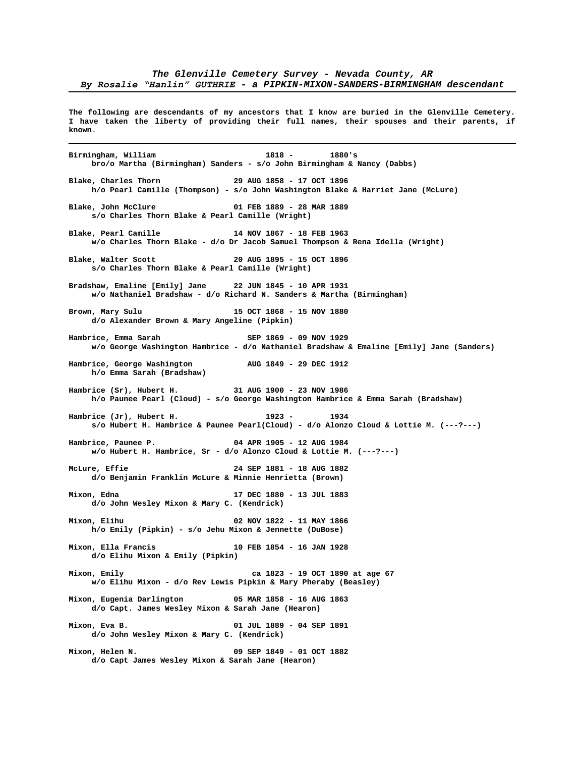***The Glenville Cemetery Survey - Nevada County, AR***
***By Rosalie "Hanlin" GUTHRIE - a PIPKIN-MIXON-SANDERS-BIRMINGHAM descendant***

---

**The following are descendants of my ancestors that I know are buried in the Glenville Cemetery. I have taken the liberty of providing their full names, their spouses and their parents, if known.**

---

**Birmingham, William** 1818 - 1880's
bro/o Martha (Birmingham) Sanders - s/o John Birmingham & Nancy (Dabbs)

**Blake, Charles Thorn** 29 AUG 1858 - 17 OCT 1896
h/o Pearl Camille (Thompson) - s/o John Washington Blake & Harriet Jane (McLure)

**Blake, John McClure** 01 FEB 1889 - 28 MAR 1889
s/o Charles Thorn Blake & Pearl Camille (Wright)

**Blake, Pearl Camille** 14 NOV 1867 - 18 FEB 1963
w/o Charles Thorn Blake - d/o Dr Jacob Samuel Thompson & Rena Idella (Wright)

**Blake, Walter Scott** 20 AUG 1895 - 15 OCT 1896
s/o Charles Thorn Blake & Pearl Camille (Wright)

**Bradshaw, Emaline [Emily] Jane** 22 JUN 1845 - 10 APR 1931
w/o Nathaniel Bradshaw - d/o Richard N. Sanders & Martha (Birmingham)

**Brown, Mary Sulu** 15 OCT 1868 - 15 NOV 1880
d/o Alexander Brown & Mary Angeline (Pipkin)

**Hambrice, Emma Sarah** SEP 1869 - 09 NOV 1929
w/o George Washington Hambrice - d/o Nathaniel Bradshaw & Emaline [Emily] Jane (Sanders)

**Hambrice, George Washington** AUG 1849 - 29 DEC 1912
h/o Emma Sarah (Bradshaw)

**Hambrice (Sr), Hubert H.** 31 AUG 1900 - 23 NOV 1986
h/o Paunee Pearl (Cloud) - s/o George Washington Hambrice & Emma Sarah (Bradshaw)

**Hambrice (Jr), Hubert H.** 1923 - 1934
s/o Hubert H. Hambrice & Paunee Pearl(Cloud) - d/o Alonzo Cloud & Lottie M. (---?---)

**Hambrice, Paunee P.** 04 APR 1905 - 12 AUG 1984
w/o Hubert H. Hambrice, Sr - d/o Alonzo Cloud & Lottie M. (---?---)

**McLure, Effie** 24 SEP 1881 - 18 AUG 1882
d/o Benjamin Franklin McLure & Minnie Henrietta (Brown)

**Mixon, Edna** 17 DEC 1880 - 13 JUL 1883
d/o John Wesley Mixon & Mary C. (Kendrick)

**Mixon, Elihu** 02 NOV 1822 - 11 MAY 1866
h/o Emily (Pipkin) - s/o Jehu Mixon & Jennette (DuBose)

**Mixon, Ella Francis** 10 FEB 1854 - 16 JAN 1928
d/o Elihu Mixon & Emily (Pipkin)

**Mixon, Emily** ca 1823 - 19 OCT 1890 at age 67
w/o Elihu Mixon - d/o Rev Lewis Pipkin & Mary Pheraby (Beasley)

**Mixon, Eugenia Darlington** 05 MAR 1858 - 16 AUG 1863
d/o Capt. James Wesley Mixon & Sarah Jane (Hearon)

**Mixon, Eva B.** 01 JUL 1889 - 04 SEP 1891
d/o John Wesley Mixon & Mary C. (Kendrick)

**Mixon, Helen N.** 09 SEP 1849 - 01 OCT 1882
d/o Capt James Wesley Mixon & Sarah Jane (Hearon)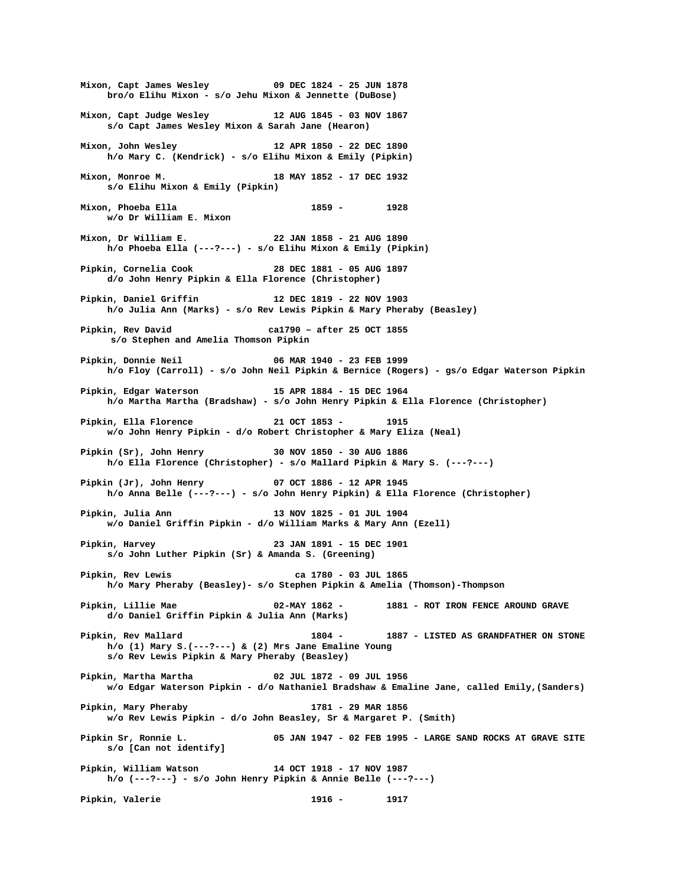**Mixon, Capt James Wesley** 09 DEC 1824 - 25 JUN 1878
**bro/o Elihu Mixon - s/o Jehu Mixon & Jennette (DuBose)**

**Mixon, Capt Judge Wesley** 12 AUG 1845 - 03 NOV 1867
**s/o Capt James Wesley Mixon & Sarah Jane (Hearon)**

**Mixon, John Wesley** 12 APR 1850 - 22 DEC 1890
**h/o Mary C. (Kendrick) - s/o Elihu Mixon & Emily (Pipkin)**

**Mixon, Monroe M.** 18 MAY 1852 - 17 DEC 1932
**s/o Elihu Mixon & Emily (Pipkin)**

**Mixon, Phoeba Ella** 1859 - 1928
**w/o Dr William E. Mixon**

**Mixon, Dr William E.** 22 JAN 1858 - 21 AUG 1890
**h/o Phoeba Ella (---?---) - s/o Elihu Mixon & Emily (Pipkin)**

**Pipkin, Cornelia Cook** 28 DEC 1881 - 05 AUG 1897
**d/o John Henry Pipkin & Ella Florence (Christopher)**

**Pipkin, Daniel Griffin** 12 DEC 1819 - 22 NOV 1903
**h/o Julia Ann (Marks) - s/o Rev Lewis Pipkin & Mary Pheraby (Beasley)**

**Pipkin, Rev David** ca1790 – after 25 OCT 1855
**s/o Stephen and Amelia Thomson Pipkin**

**Pipkin, Donnie Neil** 06 MAR 1940 - 23 FEB 1999
**h/o Floy (Carroll) - s/o John Neil Pipkin & Bernice (Rogers) - gs/o Edgar Waterson Pipkin**

**Pipkin, Edgar Waterson** 15 APR 1884 - 15 DEC 1964
**h/o Martha Martha (Bradshaw) - s/o John Henry Pipkin & Ella Florence (Christopher)**

**Pipkin, Ella Florence** 21 OCT 1853 - 1915
**w/o John Henry Pipkin - d/o Robert Christopher & Mary Eliza (Neal)**

**Pipkin (Sr), John Henry** 30 NOV 1850 - 30 AUG 1886
**h/o Ella Florence (Christopher) - s/o Mallard Pipkin & Mary S. (---?---)**

**Pipkin (Jr), John Henry** 07 OCT 1886 - 12 APR 1945
**h/o Anna Belle (---?---) - s/o John Henry Pipkin) & Ella Florence (Christopher)**

**Pipkin, Julia Ann** 13 NOV 1825 - 01 JUL 1904
**w/o Daniel Griffin Pipkin - d/o William Marks & Mary Ann (Ezell)**

**Pipkin, Harvey** 23 JAN 1891 - 15 DEC 1901
**s/o John Luther Pipkin (Sr) & Amanda S. (Greening)**

**Pipkin, Rev Lewis** ca 1780 - 03 JUL 1865
**h/o Mary Pheraby (Beasley)- s/o Stephen Pipkin & Amelia (Thomson)-Thompson**

**Pipkin, Lillie Mae** 02-MAY 1862 - 1881 - ROT IRON FENCE AROUND GRAVE
**d/o Daniel Griffin Pipkin & Julia Ann (Marks)**

**Pipkin, Rev Mallard** 1804 - 1887 - LISTED AS GRANDFATHER ON STONE
**h/o (1) Mary S.(---?---) & (2) Mrs Jane Emaline Young**
**s/o Rev Lewis Pipkin & Mary Pheraby (Beasley)**

**Pipkin, Martha Martha** 02 JUL 1872 - 09 JUL 1956
**w/o Edgar Waterson Pipkin - d/o Nathaniel Bradshaw & Emaline Jane, called Emily,(Sanders)**

**Pipkin, Mary Pheraby** 1781 - 29 MAR 1856
**w/o Rev Lewis Pipkin - d/o John Beasley, Sr & Margaret P. (Smith)**

**Pipkin Sr, Ronnie L.** 05 JAN 1947 - 02 FEB 1995 - LARGE SAND ROCKS AT GRAVE SITE
**s/o [Can not identify]**

**Pipkin, William Watson** 14 OCT 1918 - 17 NOV 1987
**h/o (---?---} - s/o John Henry Pipkin & Annie Belle (---?---)**

**Pipkin, Valerie** 1916 - 1917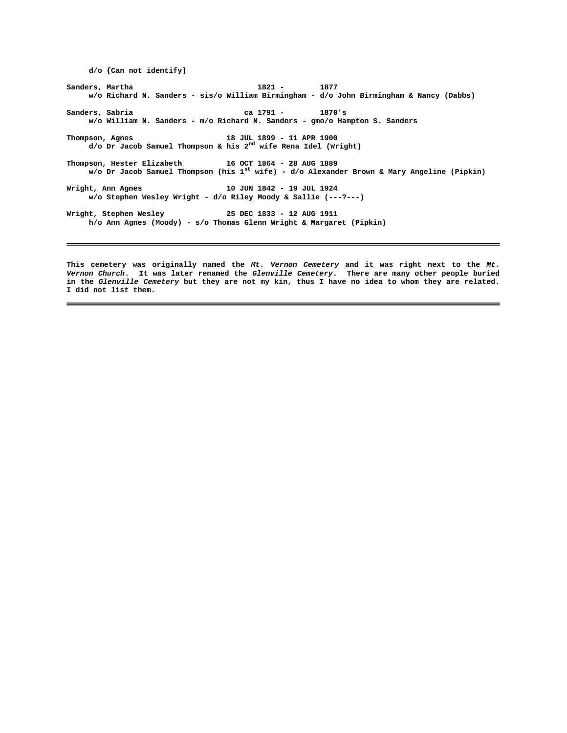**d/o {Can not identify]**

**Sanders, Martha 1821 - 1877**
**w/o Richard N. Sanders - sis/o William Birmingham - d/o John Birmingham & Nancy (Dabbs)**

**Sanders, Sabria ca 1791 - 1870's**
**w/o William N. Sanders - m/o Richard N. Sanders - gmo/o Hampton S. Sanders**

**Thompson, Agnes 18 JUL 1899 - 11 APR 1900**
**d/o Dr Jacob Samuel Thompson & his 2nd wife Rena Idel (Wright)**

**Thompson, Hester Elizabeth 16 OCT 1864 - 28 AUG 1889**
**w/o Dr Jacob Samuel Thompson (his 1st wife) - d/o Alexander Brown & Mary Angeline (Pipkin)**

**Wright, Ann Agnes 10 JUN 1842 - 19 JUL 1924**
**w/o Stephen Wesley Wright - d/o Riley Moody & Sallie (---?---)**

**Wright, Stephen Wesley 25 DEC 1833 - 12 AUG 1911**
**h/o Ann Agnes (Moody) - s/o Thomas Glenn Wright & Margaret (Pipkin)**

---

**This cemetery was originally named the *Mt. Vernon Cemetery* and it was right next to the *Mt. Vernon Church*. It was later renamed the *Glenville Cemetery*. There are many other people buried in the *Glenville Cemetery* but they are not my kin, thus I have no idea to whom they are related. I did not list them.**

---